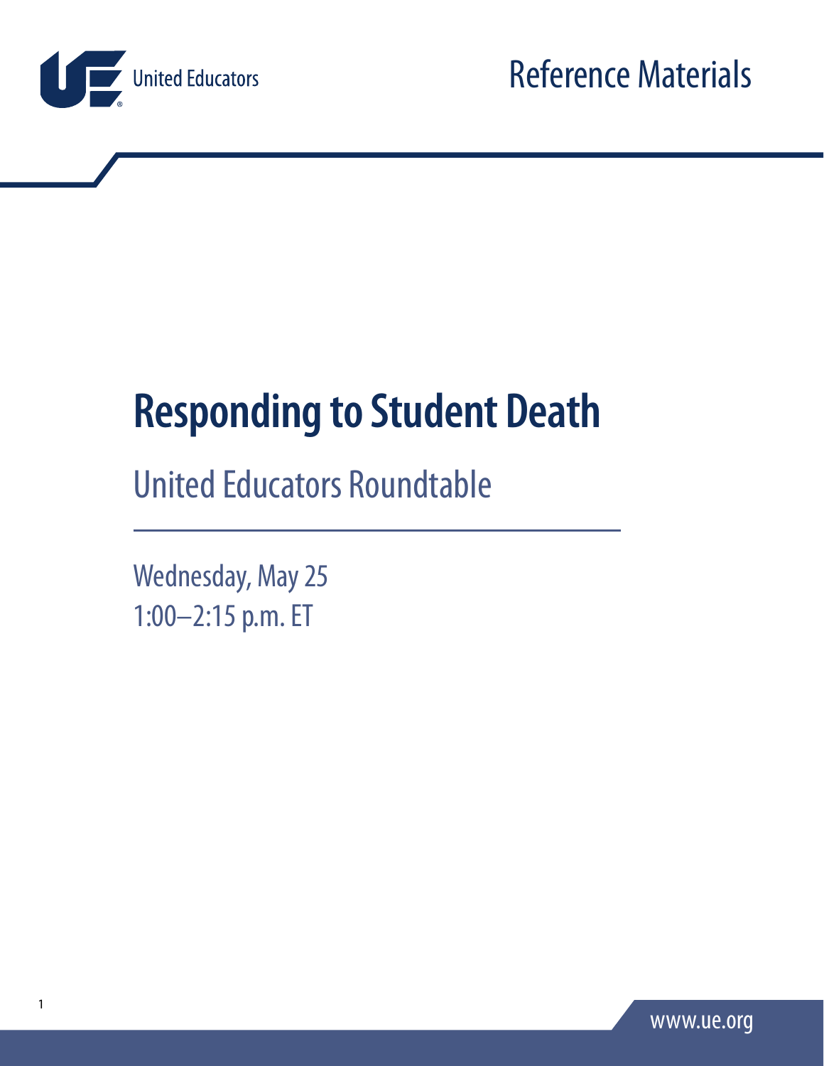United Educators

Reference Materials

# Responding to Student Death

## United Educators Roundtable

Wednesday, May 25
1:00–2:15 p.m. ET

www.ue.org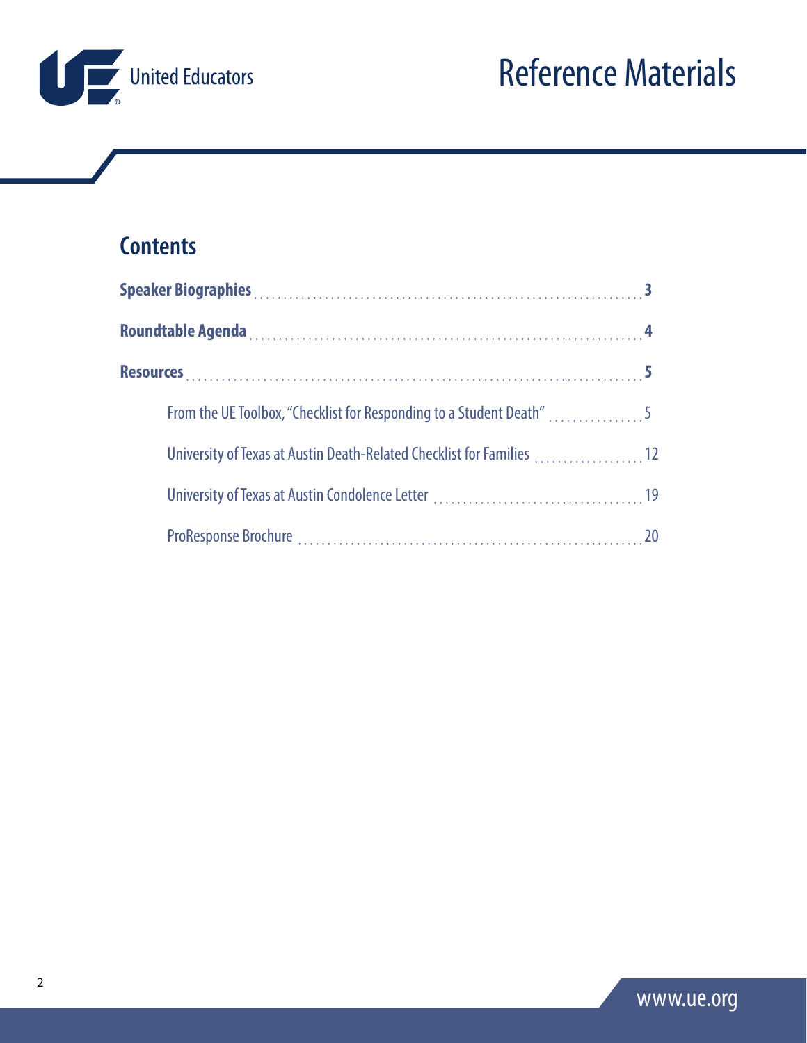# Reference Materials

## Contents

**Speaker Biographies** .......... **3**

**Roundtable Agenda** .......... **4**

**Resources** .......... **5**

- From the UE Toolbox, "Checklist for Responding to a Student Death" .......... 5
- University of Texas at Austin Death-Related Checklist for Families .......... 12
- University of Texas at Austin Condolence Letter .......... 19
- ProResponse Brochure .......... 20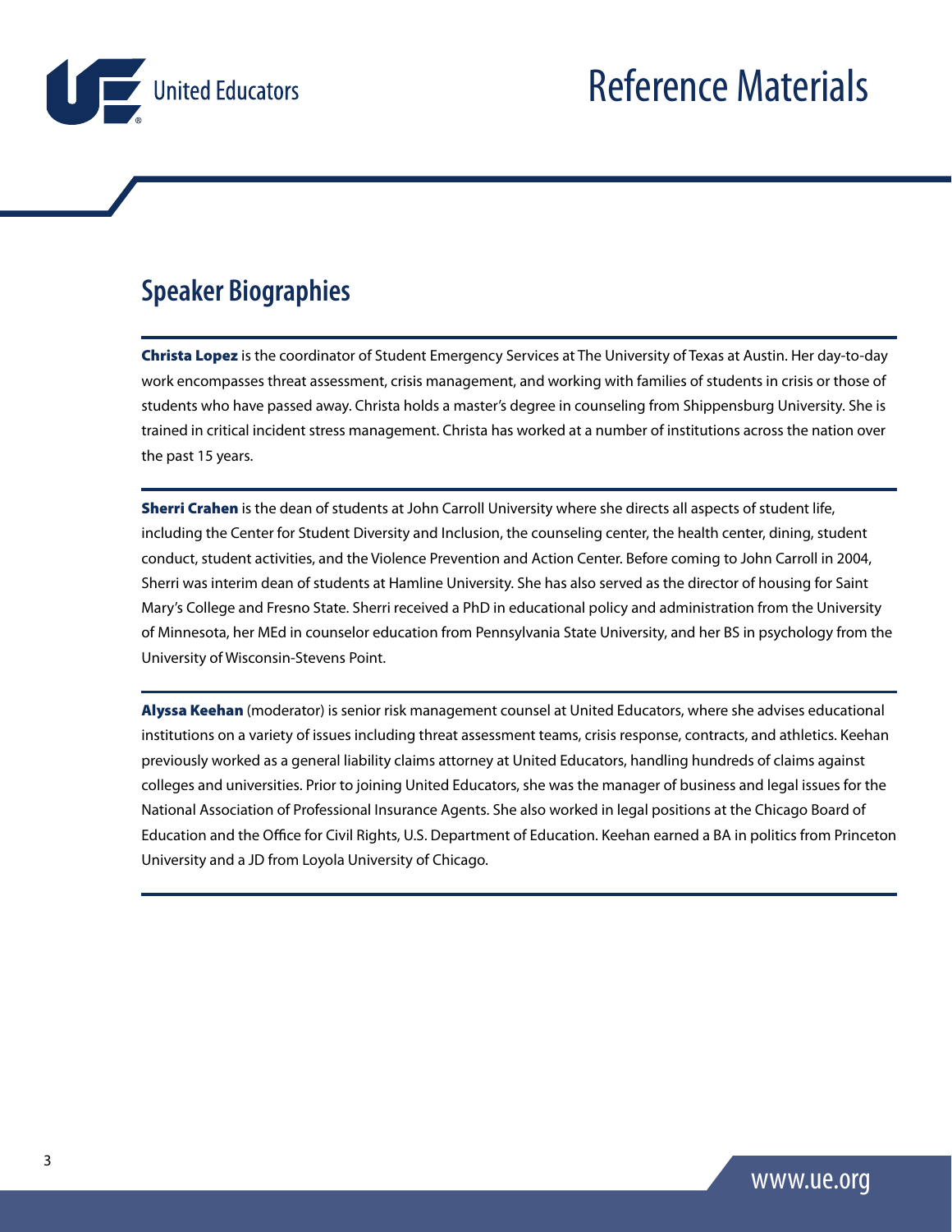# Reference Materials

## Speaker Biographies

**Christa Lopez** is the coordinator of Student Emergency Services at The University of Texas at Austin. Her day-to-day work encompasses threat assessment, crisis management, and working with families of students in crisis or those of students who have passed away. Christa holds a master's degree in counseling from Shippensburg University. She is trained in critical incident stress management. Christa has worked at a number of institutions across the nation over the past 15 years.

**Sherri Crahen** is the dean of students at John Carroll University where she directs all aspects of student life, including the Center for Student Diversity and Inclusion, the counseling center, the health center, dining, student conduct, student activities, and the Violence Prevention and Action Center. Before coming to John Carroll in 2004, Sherri was interim dean of students at Hamline University. She has also served as the director of housing for Saint Mary's College and Fresno State. Sherri received a PhD in educational policy and administration from the University of Minnesota, her MEd in counselor education from Pennsylvania State University, and her BS in psychology from the University of Wisconsin-Stevens Point.

**Alyssa Keehan** (moderator) is senior risk management counsel at United Educators, where she advises educational institutions on a variety of issues including threat assessment teams, crisis response, contracts, and athletics. Keehan previously worked as a general liability claims attorney at United Educators, handling hundreds of claims against colleges and universities. Prior to joining United Educators, she was the manager of business and legal issues for the National Association of Professional Insurance Agents. She also worked in legal positions at the Chicago Board of Education and the Office for Civil Rights, U.S. Department of Education. Keehan earned a BA in politics from Princeton University and a JD from Loyola University of Chicago.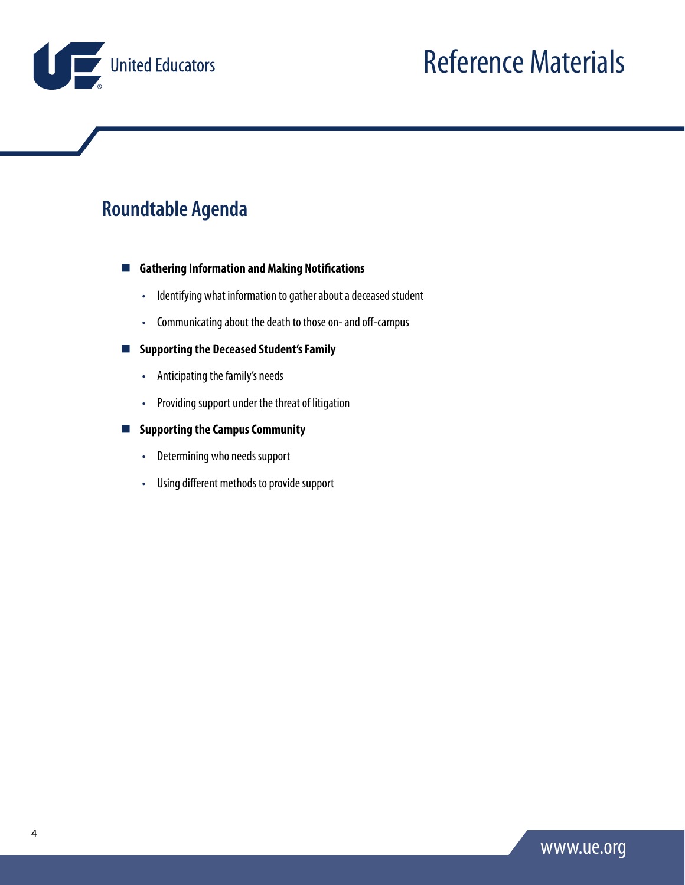# Reference Materials

## Roundtable Agenda

- **Gathering Information and Making Notifications**
  - Identifying what information to gather about a deceased student
  - Communicating about the death to those on- and off-campus
- **Supporting the Deceased Student's Family**
  - Anticipating the family's needs
  - Providing support under the threat of litigation
- **Supporting the Campus Community**
  - Determining who needs support
  - Using different methods to provide support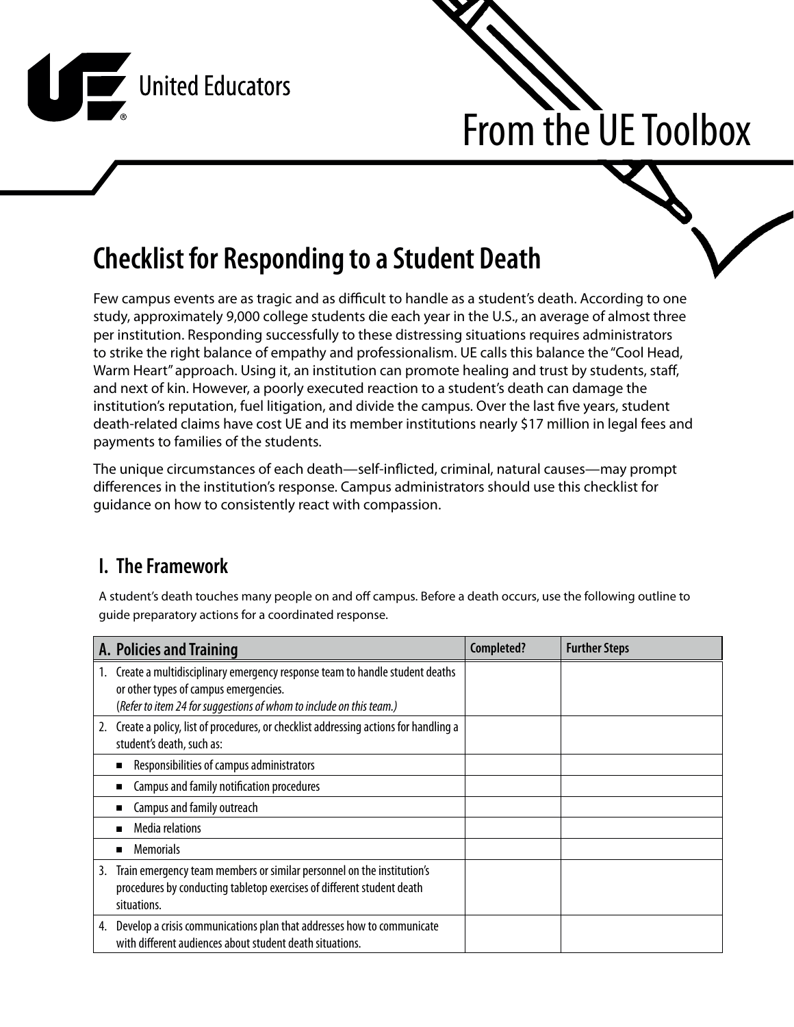United Educators

# From the UE Toolbox

## Checklist for Responding to a Student Death

Few campus events are as tragic and as difficult to handle as a student's death. According to one study, approximately 9,000 college students die each year in the U.S., an average of almost three per institution. Responding successfully to these distressing situations requires administrators to strike the right balance of empathy and professionalism. UE calls this balance the "Cool Head, Warm Heart" approach. Using it, an institution can promote healing and trust by students, staff, and next of kin. However, a poorly executed reaction to a student's death can damage the institution's reputation, fuel litigation, and divide the campus. Over the last five years, student death-related claims have cost UE and its member institutions nearly $17 million in legal fees and payments to families of the students.

The unique circumstances of each death—self-inflicted, criminal, natural causes—may prompt differences in the institution's response. Campus administrators should use this checklist for guidance on how to consistently react with compassion.

### I. The Framework

A student's death touches many people on and off campus. Before a death occurs, use the following outline to guide preparatory actions for a coordinated response.

| A. Policies and Training | Completed? | Further Steps |
|---|---|---|
| 1. Create a multidisciplinary emergency response team to handle student deaths or other types of campus emergencies. (*Refer to item 24 for suggestions of whom to include on this team.*) | | |
| 2. Create a policy, list of procedures, or checklist addressing actions for handling a student's death, such as: | | |
| ■ Responsibilities of campus administrators | | |
| ■ Campus and family notification procedures | | |
| ■ Campus and family outreach | | |
| ■ Media relations | | |
| ■ Memorials | | |
| 3. Train emergency team members or similar personnel on the institution's procedures by conducting tabletop exercises of different student death situations. | | |
| 4. Develop a crisis communications plan that addresses how to communicate with different audiences about student death situations. | | |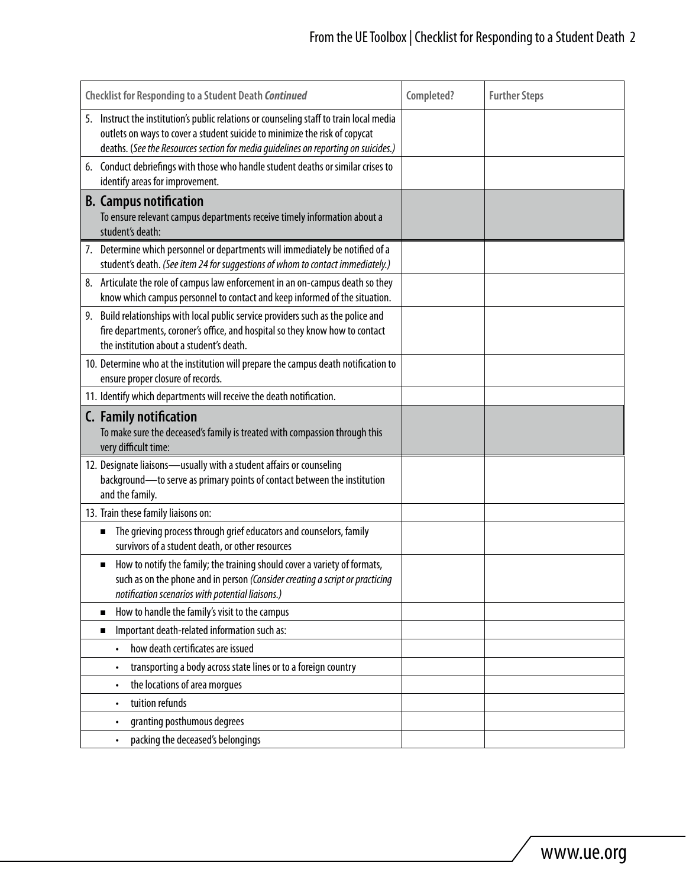| Checklist for Responding to a Student Death *Continued* | Completed? | Further Steps |
|---|---|---|
| 5. Instruct the institution's public relations or counseling staff to train local media outlets on ways to cover a student suicide to minimize the risk of copycat deaths. (*See the Resources section for media guidelines on reporting on suicides.*) | | |
| 6. Conduct debriefings with those who handle student deaths or similar crises to identify areas for improvement. | | |
| **B. Campus notification**<br>To ensure relevant campus departments receive timely information about a student's death: | | |
| 7. Determine which personnel or departments will immediately be notified of a student's death. *(See item 24 for suggestions of whom to contact immediately.)* | | |
| 8. Articulate the role of campus law enforcement in an on-campus death so they know which campus personnel to contact and keep informed of the situation. | | |
| 9. Build relationships with local public service providers such as the police and fire departments, coroner's office, and hospital so they know how to contact the institution about a student's death. | | |
| 10. Determine who at the institution will prepare the campus death notification to ensure proper closure of records. | | |
| 11. Identify which departments will receive the death notification. | | |
| **C. Family notification**<br>To make sure the deceased's family is treated with compassion through this very difficult time: | | |
| 12. Designate liaisons—usually with a student affairs or counseling background—to serve as primary points of contact between the institution and the family. | | |
| 13. Train these family liaisons on: | | |
| ■ The grieving process through grief educators and counselors, family survivors of a student death, or other resources | | |
| ■ How to notify the family; the training should cover a variety of formats, such as on the phone and in person *(Consider creating a script or practicing notification scenarios with potential liaisons.)* | | |
| ■ How to handle the family's visit to the campus | | |
| ■ Important death-related information such as: | | |
| • how death certificates are issued | | |
| • transporting a body across state lines or to a foreign country | | |
| • the locations of area morgues | | |
| • tuition refunds | | |
| • granting posthumous degrees | | |
| • packing the deceased's belongings | | |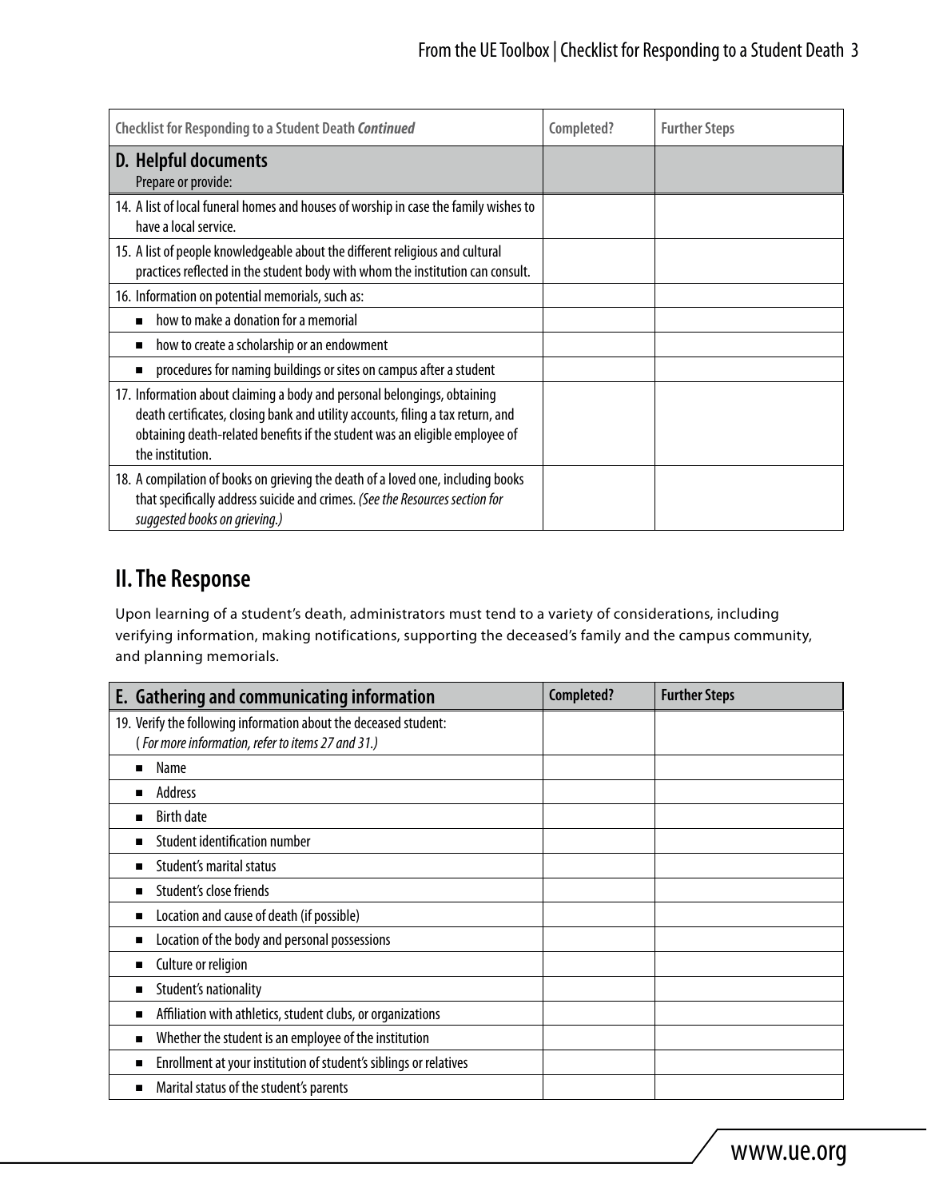| Checklist for Responding to a Student Death *Continued* | Completed? | Further Steps |
|---|---|---|
| **D. Helpful documents** Prepare or provide: | | |
| 14. A list of local funeral homes and houses of worship in case the family wishes to have a local service. | | |
| 15. A list of people knowledgeable about the different religious and cultural practices reflected in the student body with whom the institution can consult. | | |
| 16. Information on potential memorials, such as: | | |
| ■ how to make a donation for a memorial | | |
| ■ how to create a scholarship or an endowment | | |
| ■ procedures for naming buildings or sites on campus after a student | | |
| 17. Information about claiming a body and personal belongings, obtaining death certificates, closing bank and utility accounts, filing a tax return, and obtaining death-related benefits if the student was an eligible employee of the institution. | | |
| 18. A compilation of books on grieving the death of a loved one, including books that specifically address suicide and crimes. *(See the Resources section for suggested books on grieving.)* | | |

## II. The Response

Upon learning of a student's death, administrators must tend to a variety of considerations, including verifying information, making notifications, supporting the deceased's family and the campus community, and planning memorials.

| E. Gathering and communicating information | Completed? | Further Steps |
|---|---|---|
| 19. Verify the following information about the deceased student: *(For more information, refer to items 27 and 31.)* | | |
| ■ Name | | |
| ■ Address | | |
| ■ Birth date | | |
| ■ Student identification number | | |
| ■ Student's marital status | | |
| ■ Student's close friends | | |
| ■ Location and cause of death (if possible) | | |
| ■ Location of the body and personal possessions | | |
| ■ Culture or religion | | |
| ■ Student's nationality | | |
| ■ Affiliation with athletics, student clubs, or organizations | | |
| ■ Whether the student is an employee of the institution | | |
| ■ Enrollment at your institution of student's siblings or relatives | | |
| ■ Marital status of the student's parents | | |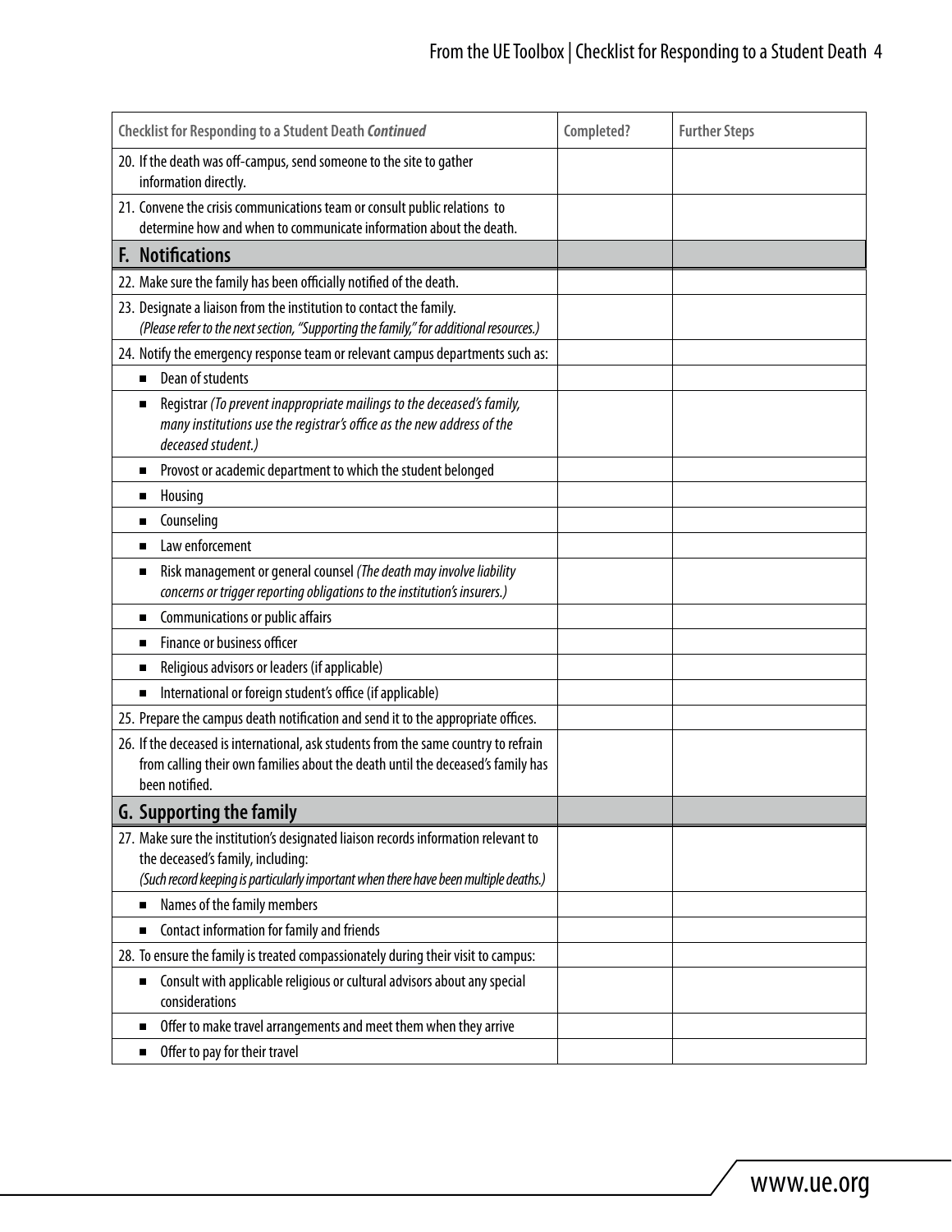| Checklist for Responding to a Student Death *Continued* | Completed? | Further Steps |
|---|---|---|
| 20. If the death was off-campus, send someone to the site to gather information directly. | | |
| 21. Convene the crisis communications team or consult public relations to determine how and when to communicate information about the death. | | |
| **F. Notifications** | | |
| 22. Make sure the family has been officially notified of the death. | | |
| 23. Designate a liaison from the institution to contact the family. *(Please refer to the next section, "Supporting the family," for additional resources.)* | | |
| 24. Notify the emergency response team or relevant campus departments such as: | | |
| ■ Dean of students | | |
| ■ Registrar *(To prevent inappropriate mailings to the deceased's family, many institutions use the registrar's office as the new address of the deceased student.)* | | |
| ■ Provost or academic department to which the student belonged | | |
| ■ Housing | | |
| ■ Counseling | | |
| ■ Law enforcement | | |
| ■ Risk management or general counsel *(The death may involve liability concerns or trigger reporting obligations to the institution's insurers.)* | | |
| ■ Communications or public affairs | | |
| ■ Finance or business officer | | |
| ■ Religious advisors or leaders (if applicable) | | |
| ■ International or foreign student's office (if applicable) | | |
| 25. Prepare the campus death notification and send it to the appropriate offices. | | |
| 26. If the deceased is international, ask students from the same country to refrain from calling their own families about the death until the deceased's family has been notified. | | |
| **G. Supporting the family** | | |
| 27. Make sure the institution's designated liaison records information relevant to the deceased's family, including: *(Such record keeping is particularly important when there have been multiple deaths.)* | | |
| ■ Names of the family members | | |
| ■ Contact information for family and friends | | |
| 28. To ensure the family is treated compassionately during their visit to campus: | | |
| ■ Consult with applicable religious or cultural advisors about any special considerations | | |
| ■ Offer to make travel arrangements and meet them when they arrive | | |
| ■ Offer to pay for their travel | | |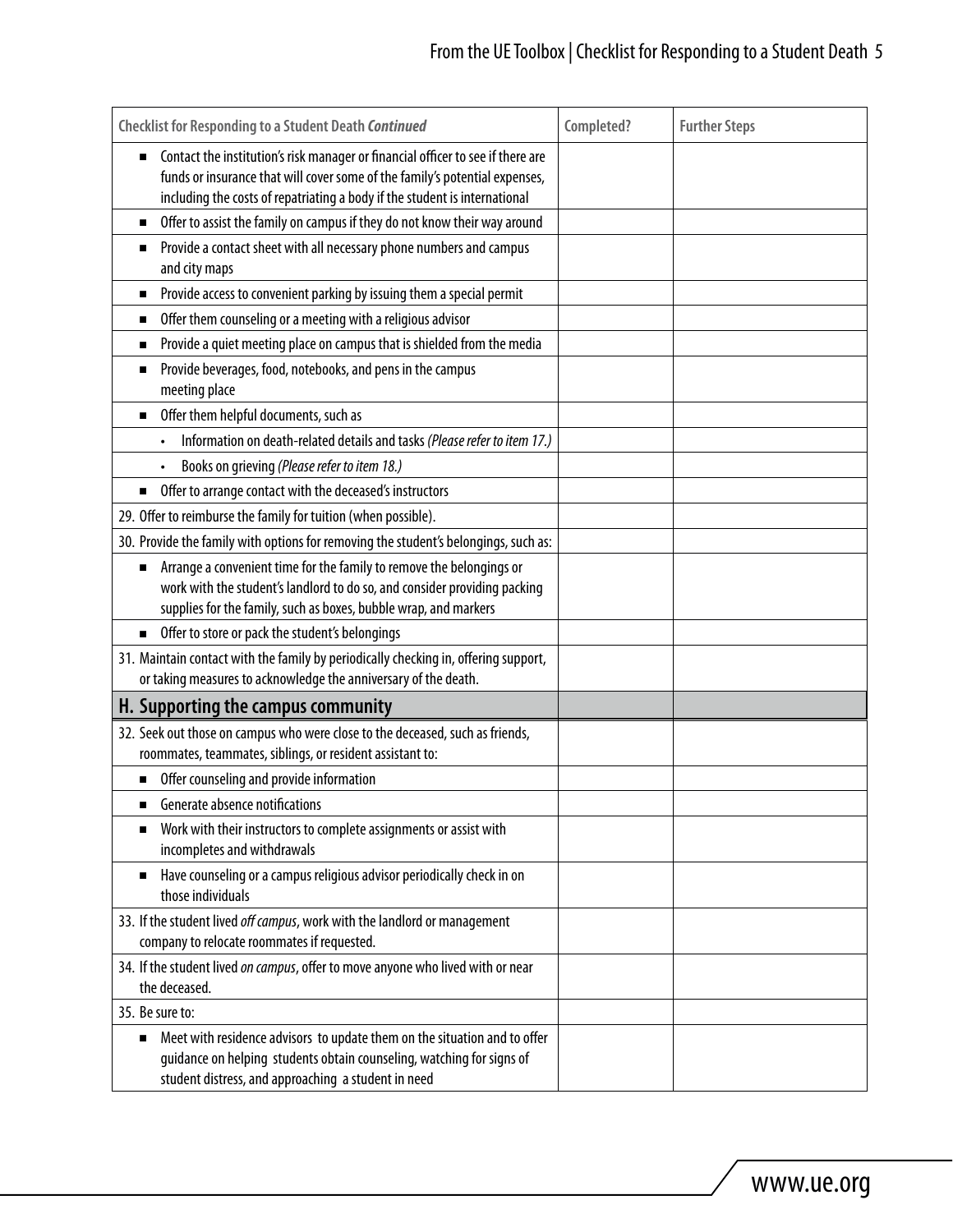| Checklist for Responding to a Student Death *Continued* | Completed? | Further Steps |
|---|---|---|
| ■ Contact the institution's risk manager or financial officer to see if there are funds or insurance that will cover some of the family's potential expenses, including the costs of repatriating a body if the student is international | | |
| ■ Offer to assist the family on campus if they do not know their way around | | |
| ■ Provide a contact sheet with all necessary phone numbers and campus and city maps | | |
| ■ Provide access to convenient parking by issuing them a special permit | | |
| ■ Offer them counseling or a meeting with a religious advisor | | |
| ■ Provide a quiet meeting place on campus that is shielded from the media | | |
| ■ Provide beverages, food, notebooks, and pens in the campus meeting place | | |
| ■ Offer them helpful documents, such as | | |
| • Information on death-related details and tasks *(Please refer to item 17.)* | | |
| • Books on grieving *(Please refer to item 18.)* | | |
| ■ Offer to arrange contact with the deceased's instructors | | |
| 29. Offer to reimburse the family for tuition (when possible). | | |
| 30. Provide the family with options for removing the student's belongings, such as: | | |
| ■ Arrange a convenient time for the family to remove the belongings or work with the student's landlord to do so, and consider providing packing supplies for the family, such as boxes, bubble wrap, and markers | | |
| ■ Offer to store or pack the student's belongings | | |
| 31. Maintain contact with the family by periodically checking in, offering support, or taking measures to acknowledge the anniversary of the death. | | |
| **H. Supporting the campus community** | | |
| 32. Seek out those on campus who were close to the deceased, such as friends, roommates, teammates, siblings, or resident assistant to: | | |
| ■ Offer counseling and provide information | | |
| ■ Generate absence notifications | | |
| ■ Work with their instructors to complete assignments or assist with incompletes and withdrawals | | |
| ■ Have counseling or a campus religious advisor periodically check in on those individuals | | |
| 33. If the student lived *off campus*, work with the landlord or management company to relocate roommates if requested. | | |
| 34. If the student lived *on campus*, offer to move anyone who lived with or near the deceased. | | |
| 35. Be sure to: | | |
| ■ Meet with residence advisors to update them on the situation and to offer guidance on helping students obtain counseling, watching for signs of student distress, and approaching a student in need | | |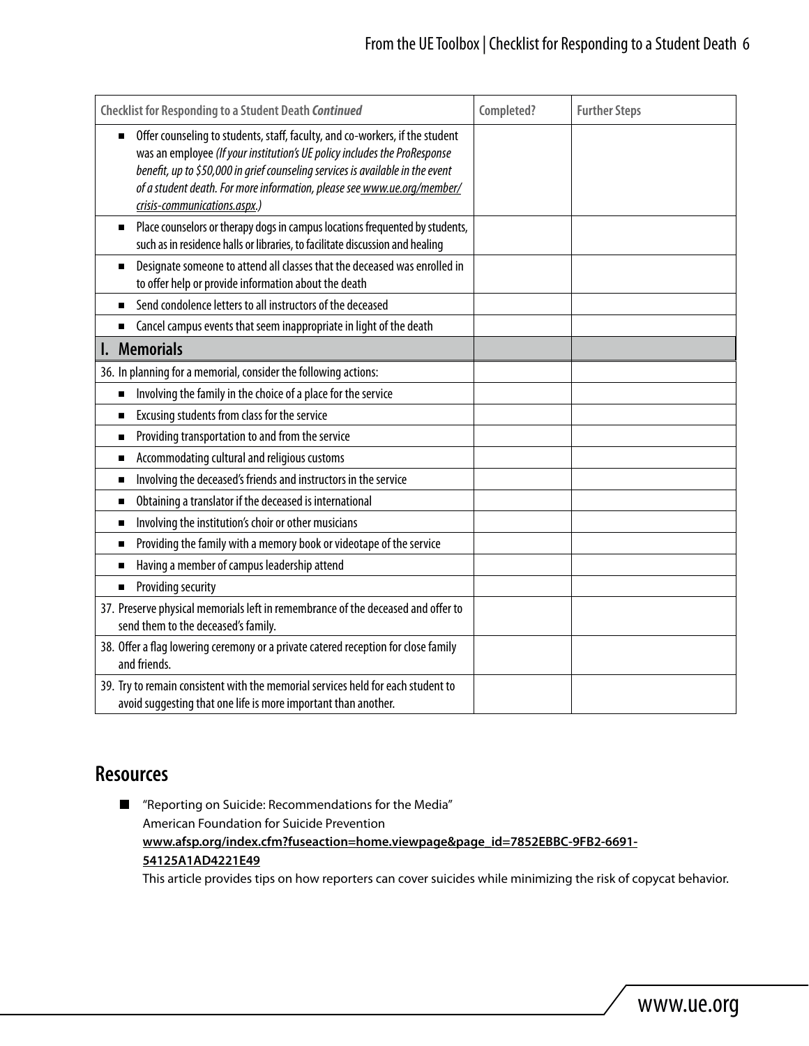| Checklist for Responding to a Student Death *Continued* | Completed? | Further Steps |
|---|---|---|
| ■ Offer counseling to students, staff, faculty, and co-workers, if the student was an employee *(If your institution's UE policy includes the ProResponse benefit, up to $50,000 in grief counseling services is available in the event of a student death. For more information, please see www.ue.org/member/crisis-communications.aspx.)* | | |
| ■ Place counselors or therapy dogs in campus locations frequented by students, such as in residence halls or libraries, to facilitate discussion and healing | | |
| ■ Designate someone to attend all classes that the deceased was enrolled in to offer help or provide information about the death | | |
| ■ Send condolence letters to all instructors of the deceased | | |
| ■ Cancel campus events that seem inappropriate in light of the death | | |
| **I. Memorials** | | |
| 36. In planning for a memorial, consider the following actions: | | |
| ■ Involving the family in the choice of a place for the service | | |
| ■ Excusing students from class for the service | | |
| ■ Providing transportation to and from the service | | |
| ■ Accommodating cultural and religious customs | | |
| ■ Involving the deceased's friends and instructors in the service | | |
| ■ Obtaining a translator if the deceased is international | | |
| ■ Involving the institution's choir or other musicians | | |
| ■ Providing the family with a memory book or videotape of the service | | |
| ■ Having a member of campus leadership attend | | |
| ■ Providing security | | |
| 37. Preserve physical memorials left in remembrance of the deceased and offer to send them to the deceased's family. | | |
| 38. Offer a flag lowering ceremony or a private catered reception for close family and friends. | | |
| 39. Try to remain consistent with the memorial services held for each student to avoid suggesting that one life is more important than another. | | |

## Resources

- "Reporting on Suicide: Recommendations for the Media"
  American Foundation for Suicide Prevention
  **www.afsp.org/index.cfm?fuseaction=home.viewpage&page_id=7852EBBC-9FB2-6691-54125A1AD4221E49**
  This article provides tips on how reporters can cover suicides while minimizing the risk of copycat behavior.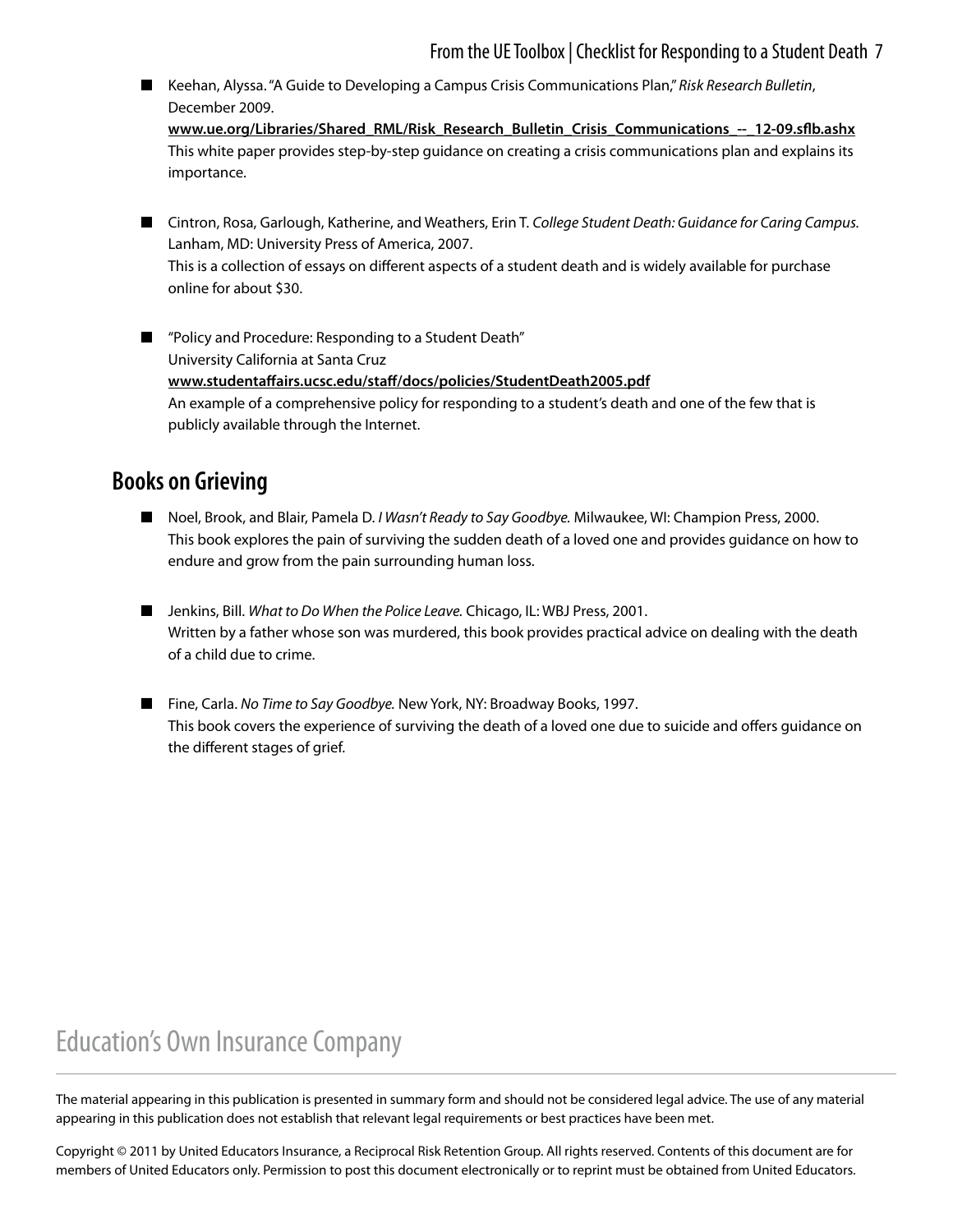- Keehan, Alyssa. "A Guide to Developing a Campus Crisis Communications Plan," *Risk Research Bulletin*, December 2009.
  **www.ue.org/Libraries/Shared_RML/Risk_Research_Bulletin_Crisis_Communications_--_12-09.sflb.ashx**
  This white paper provides step-by-step guidance on creating a crisis communications plan and explains its importance.

- Cintron, Rosa, Garlough, Katherine, and Weathers, Erin T. *College Student Death: Guidance for Caring Campus.* Lanham, MD: University Press of America, 2007.
  This is a collection of essays on different aspects of a student death and is widely available for purchase online for about $30.

- "Policy and Procedure: Responding to a Student Death"
  University California at Santa Cruz
  **www.studentaffairs.ucsc.edu/staff/docs/policies/StudentDeath2005.pdf**
  An example of a comprehensive policy for responding to a student's death and one of the few that is publicly available through the Internet.

## Books on Grieving

- Noel, Brook, and Blair, Pamela D. *I Wasn't Ready to Say Goodbye.* Milwaukee, WI: Champion Press, 2000.
  This book explores the pain of surviving the sudden death of a loved one and provides guidance on how to endure and grow from the pain surrounding human loss.

- Jenkins, Bill. *What to Do When the Police Leave.* Chicago, IL: WBJ Press, 2001.
  Written by a father whose son was murdered, this book provides practical advice on dealing with the death of a child due to crime.

- Fine, Carla. *No Time to Say Goodbye.* New York, NY: Broadway Books, 1997.
  This book covers the experience of surviving the death of a loved one due to suicide and offers guidance on the different stages of grief.

Education's Own Insurance Company

The material appearing in this publication is presented in summary form and should not be considered legal advice. The use of any material appearing in this publication does not establish that relevant legal requirements or best practices have been met.

Copyright © 2011 by United Educators Insurance, a Reciprocal Risk Retention Group. All rights reserved. Contents of this document are for members of United Educators only. Permission to post this document electronically or to reprint must be obtained from United Educators.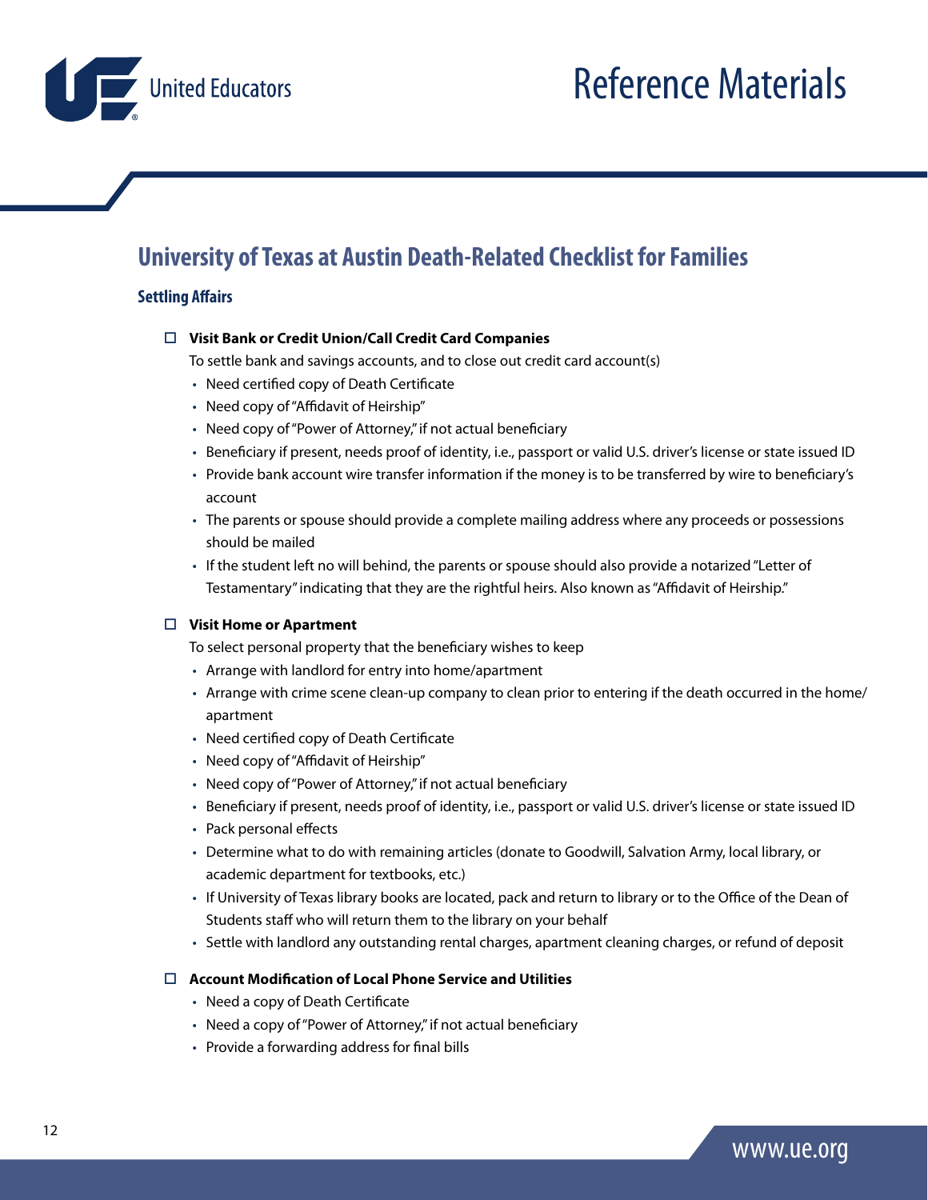## University of Texas at Austin Death-Related Checklist for Families

### Settling Affairs

- ☐ **Visit Bank or Credit Union/Call Credit Card Companies**

  To settle bank and savings accounts, and to close out credit card account(s)
  - Need certified copy of Death Certificate
  - Need copy of "Affidavit of Heirship"
  - Need copy of "Power of Attorney," if not actual beneficiary
  - Beneficiary if present, needs proof of identity, i.e., passport or valid U.S. driver's license or state issued ID
  - Provide bank account wire transfer information if the money is to be transferred by wire to beneficiary's account
  - The parents or spouse should provide a complete mailing address where any proceeds or possessions should be mailed
  - If the student left no will behind, the parents or spouse should also provide a notarized "Letter of Testamentary" indicating that they are the rightful heirs. Also known as "Affidavit of Heirship."

- ☐ **Visit Home or Apartment**

  To select personal property that the beneficiary wishes to keep
  - Arrange with landlord for entry into home/apartment
  - Arrange with crime scene clean-up company to clean prior to entering if the death occurred in the home/apartment
  - Need certified copy of Death Certificate
  - Need copy of "Affidavit of Heirship"
  - Need copy of "Power of Attorney," if not actual beneficiary
  - Beneficiary if present, needs proof of identity, i.e., passport or valid U.S. driver's license or state issued ID
  - Pack personal effects
  - Determine what to do with remaining articles (donate to Goodwill, Salvation Army, local library, or academic department for textbooks, etc.)
  - If University of Texas library books are located, pack and return to library or to the Office of the Dean of Students staff who will return them to the library on your behalf
  - Settle with landlord any outstanding rental charges, apartment cleaning charges, or refund of deposit

- ☐ **Account Modification of Local Phone Service and Utilities**
  - Need a copy of Death Certificate
  - Need a copy of "Power of Attorney," if not actual beneficiary
  - Provide a forwarding address for final bills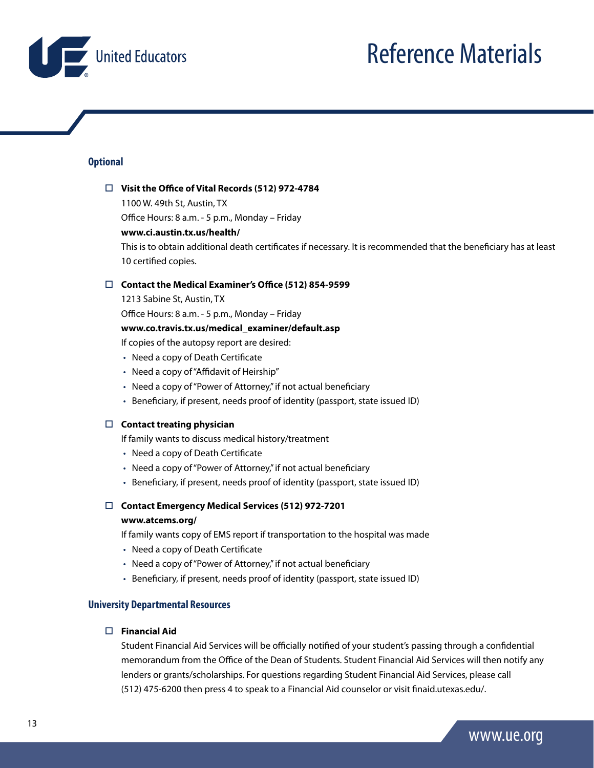### Optional

- ☐ **Visit the Office of Vital Records (512) 972-4784**
  
  1100 W. 49th St, Austin, TX
  
  Office Hours: 8 a.m. - 5 p.m., Monday – Friday
  
  **www.ci.austin.tx.us/health/**
  
  This is to obtain additional death certificates if necessary. It is recommended that the beneficiary has at least 10 certified copies.

- ☐ **Contact the Medical Examiner's Office (512) 854-9599**
  
  1213 Sabine St, Austin, TX
  
  Office Hours: 8 a.m. - 5 p.m., Monday – Friday
  
  **www.co.travis.tx.us/medical_examiner/default.asp**
  
  If copies of the autopsy report are desired:
  - Need a copy of Death Certificate
  - Need a copy of "Affidavit of Heirship"
  - Need a copy of "Power of Attorney," if not actual beneficiary
  - Beneficiary, if present, needs proof of identity (passport, state issued ID)

- ☐ **Contact treating physician**
  
  If family wants to discuss medical history/treatment
  - Need a copy of Death Certificate
  - Need a copy of "Power of Attorney," if not actual beneficiary
  - Beneficiary, if present, needs proof of identity (passport, state issued ID)

- ☐ **Contact Emergency Medical Services (512) 972-7201**
  
  **www.atcems.org/**
  
  If family wants copy of EMS report if transportation to the hospital was made
  - Need a copy of Death Certificate
  - Need a copy of "Power of Attorney," if not actual beneficiary
  - Beneficiary, if present, needs proof of identity (passport, state issued ID)

### University Departmental Resources

- ☐ **Financial Aid**
  
  Student Financial Aid Services will be officially notified of your student's passing through a confidential memorandum from the Office of the Dean of Students. Student Financial Aid Services will then notify any lenders or grants/scholarships. For questions regarding Student Financial Aid Services, please call (512) 475-6200 then press 4 to speak to a Financial Aid counselor or visit finaid.utexas.edu/.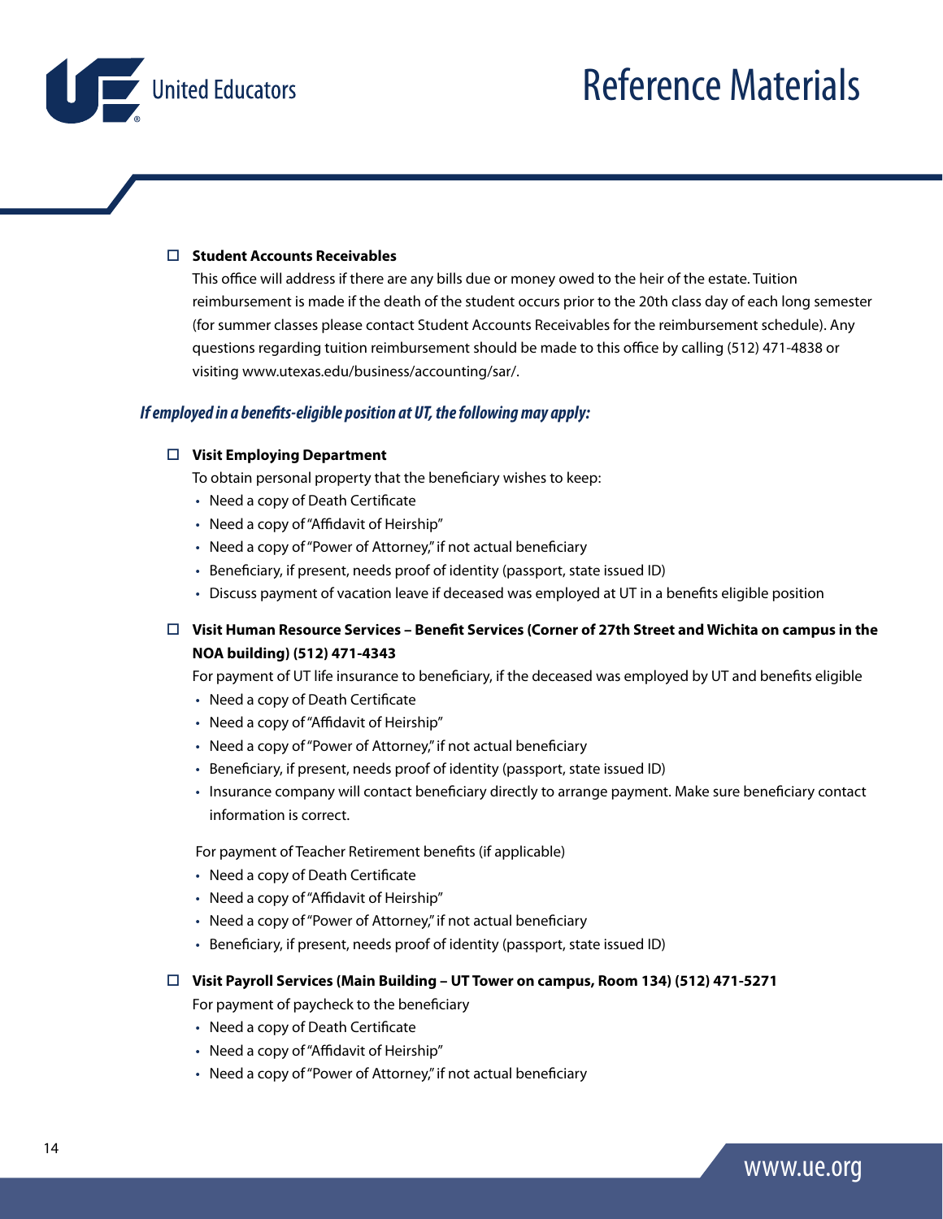- ☐ **Student Accounts Receivables**

  This office will address if there are any bills due or money owed to the heir of the estate. Tuition reimbursement is made if the death of the student occurs prior to the 20th class day of each long semester (for summer classes please contact Student Accounts Receivables for the reimbursement schedule). Any questions regarding tuition reimbursement should be made to this office by calling (512) 471-4838 or visiting www.utexas.edu/business/accounting/sar/.

***If employed in a benefits-eligible position at UT, the following may apply:***

- ☐ **Visit Employing Department**

  To obtain personal property that the beneficiary wishes to keep:
  - Need a copy of Death Certificate
  - Need a copy of "Affidavit of Heirship"
  - Need a copy of "Power of Attorney," if not actual beneficiary
  - Beneficiary, if present, needs proof of identity (passport, state issued ID)
  - Discuss payment of vacation leave if deceased was employed at UT in a benefits eligible position

- ☐ **Visit Human Resource Services – Benefit Services (Corner of 27th Street and Wichita on campus in the NOA building) (512) 471-4343**

  For payment of UT life insurance to beneficiary, if the deceased was employed by UT and benefits eligible
  - Need a copy of Death Certificate
  - Need a copy of "Affidavit of Heirship"
  - Need a copy of "Power of Attorney," if not actual beneficiary
  - Beneficiary, if present, needs proof of identity (passport, state issued ID)
  - Insurance company will contact beneficiary directly to arrange payment. Make sure beneficiary contact information is correct.

  For payment of Teacher Retirement benefits (if applicable)
  - Need a copy of Death Certificate
  - Need a copy of "Affidavit of Heirship"
  - Need a copy of "Power of Attorney," if not actual beneficiary
  - Beneficiary, if present, needs proof of identity (passport, state issued ID)

- ☐ **Visit Payroll Services (Main Building – UT Tower on campus, Room 134) (512) 471-5271**

  For payment of paycheck to the beneficiary
  - Need a copy of Death Certificate
  - Need a copy of "Affidavit of Heirship"
  - Need a copy of "Power of Attorney," if not actual beneficiary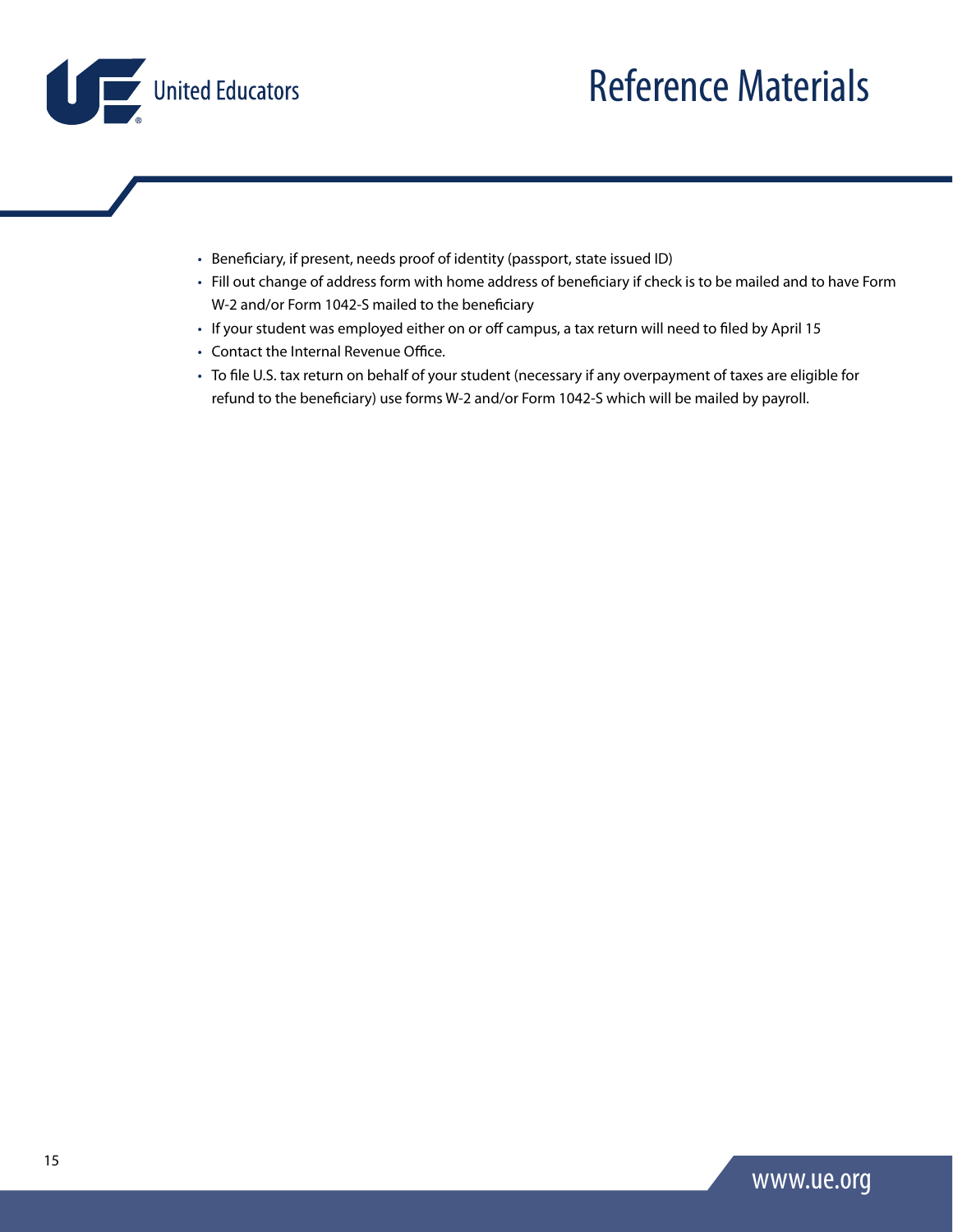- Beneficiary, if present, needs proof of identity (passport, state issued ID)
- Fill out change of address form with home address of beneficiary if check is to be mailed and to have Form W-2 and/or Form 1042-S mailed to the beneficiary
- If your student was employed either on or off campus, a tax return will need to filed by April 15
- Contact the Internal Revenue Office.
- To file U.S. tax return on behalf of your student (necessary if any overpayment of taxes are eligible for refund to the beneficiary) use forms W-2 and/or Form 1042-S which will be mailed by payroll.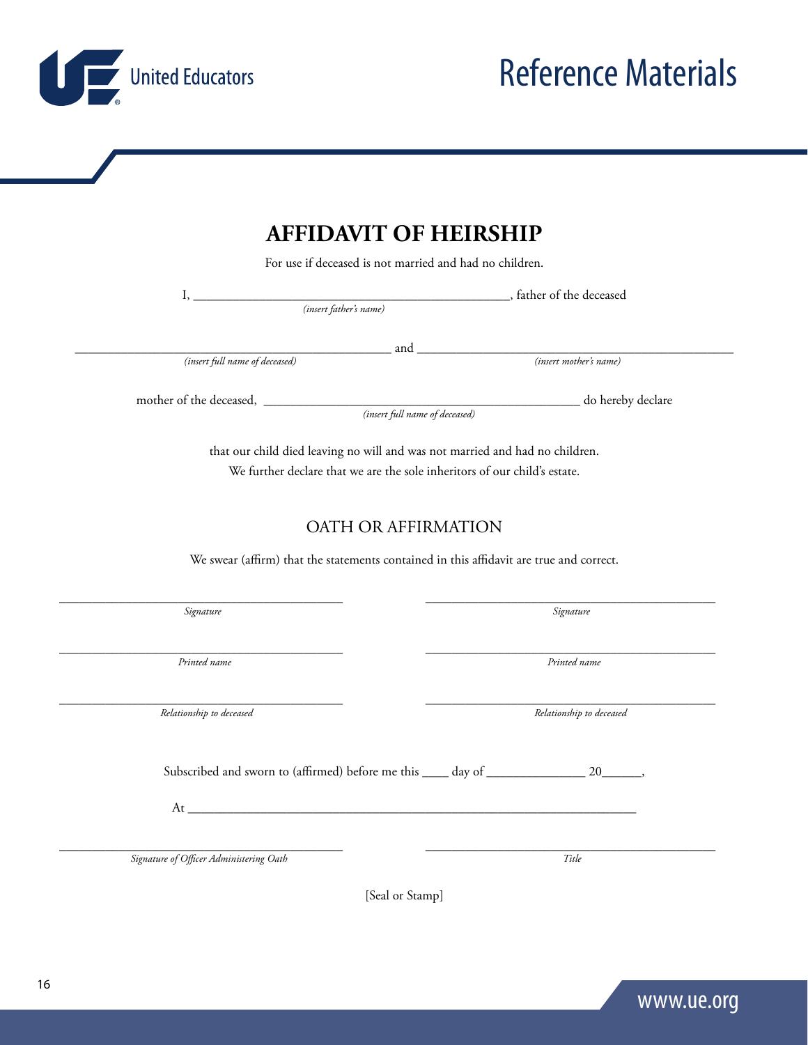# AFFIDAVIT OF HEIRSHIP

For use if deceased is not married and had no children.

I, _______________________________________________, father of the deceased
*(insert father's name)*

_______________________________________________ and _______________________________________________
*(insert full name of deceased)* *(insert mother's name)*

mother of the deceased, _______________________________________________ do hereby declare
*(insert full name of deceased)*

that our child died leaving no will and was not married and had no children.
We further declare that we are the sole inheritors of our child's estate.

## OATH OR AFFIRMATION

We swear (affirm) that the statements contained in this affidavit are true and correct.

_______________________________________________ _______________________________________________
*Signature* *Signature*

_______________________________________________ _______________________________________________
*Printed name* *Printed name*

_______________________________________________ _______________________________________________
*Relationship to deceased* *Relationship to deceased*

Subscribed and sworn to (affirmed) before me this ____ day of _______________ 20______,

At _______________________________________________________________________

_______________________________________________ _______________________________________________
*Signature of Officer Administering Oath* *Title*

[Seal or Stamp]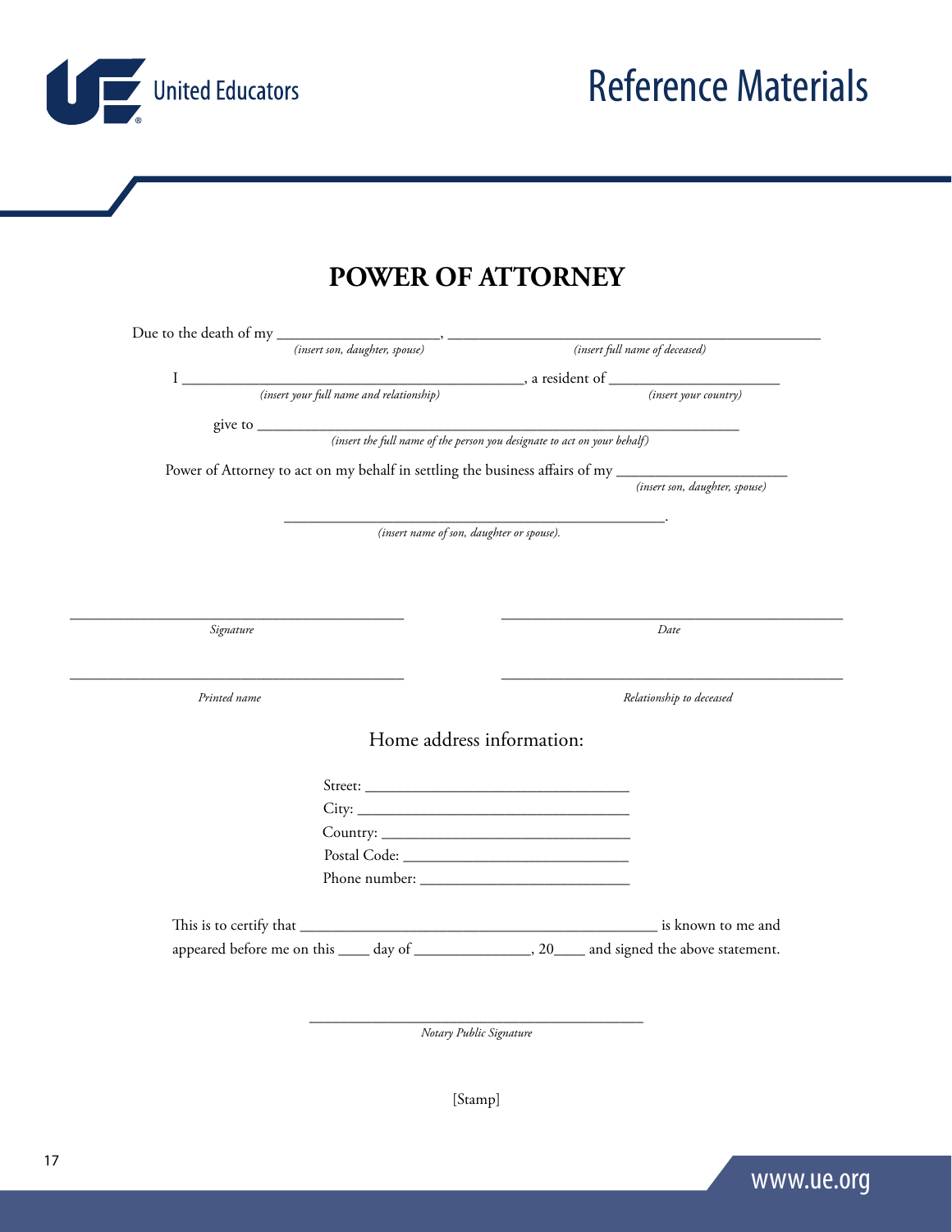# POWER OF ATTORNEY

Due to the death of my ____________________, ______________________________________________
*(insert son, daughter, spouse)* *(insert full name of deceased)*

I ____________________________________________, a resident of ______________________
*(insert your full name and relationship)* *(insert your country)*

give to ______________________________________________________________
*(insert the full name of the person you designate to act on your behalf)*

Power of Attorney to act on my behalf in settling the business affairs of my ______________________
*(insert son, daughter, spouse)*

_________________________________________________.
*(insert name of son, daughter or spouse).*

_____________________________________________
*Signature*

_____________________________________________
*Date*

_____________________________________________
*Printed name*

_____________________________________________
*Relationship to deceased*

Home address information:

Street: __________________________________
City: ____________________________________
Country: _________________________________
Postal Code: ______________________________
Phone number: ____________________________

This is to certify that _____________________________________________ is known to me and appeared before me on this ____ day of _______________, 20____ and signed the above statement.

_____________________________________________
*Notary Public Signature*

[Stamp]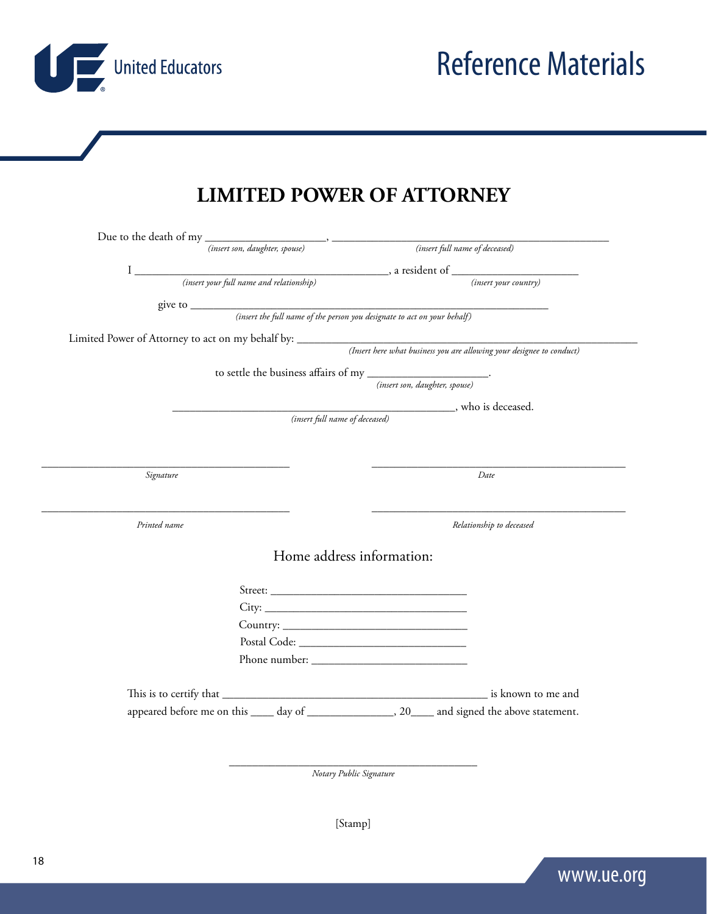# LIMITED POWER OF ATTORNEY

Due to the death of my ______________________, ____________________________________________________
*(insert son, daughter, spouse)* *(insert full name of deceased)*

I ____________________________________________, a resident of ______________________
*(insert your full name and relationship)* *(insert your country)*

give to ______________________________________________________________
*(insert the full name of the person you designate to act on your behalf)*

Limited Power of Attorney to act on my behalf by: ______________________________________________
*(Insert here what business you are allowing your designee to conduct)*

to settle the business affairs of my ______________________.
*(insert son, daughter, spouse)*

____________________________________________________, who is deceased.
*(insert full name of deceased)*

_____________________________________________ _____________________________________________
*Signature* *Date*

_____________________________________________ _____________________________________________
*Printed name* *Relationship to deceased*

Home address information:

Street: ___________________________________
City: _____________________________________
Country: __________________________________
Postal Code: _______________________________
Phone number: _____________________________

This is to certify that ________________________________________________ is known to me and appeared before me on this ____ day of _______________, 20____ and signed the above statement.

_____________________________________________
*Notary Public Signature*

[Stamp]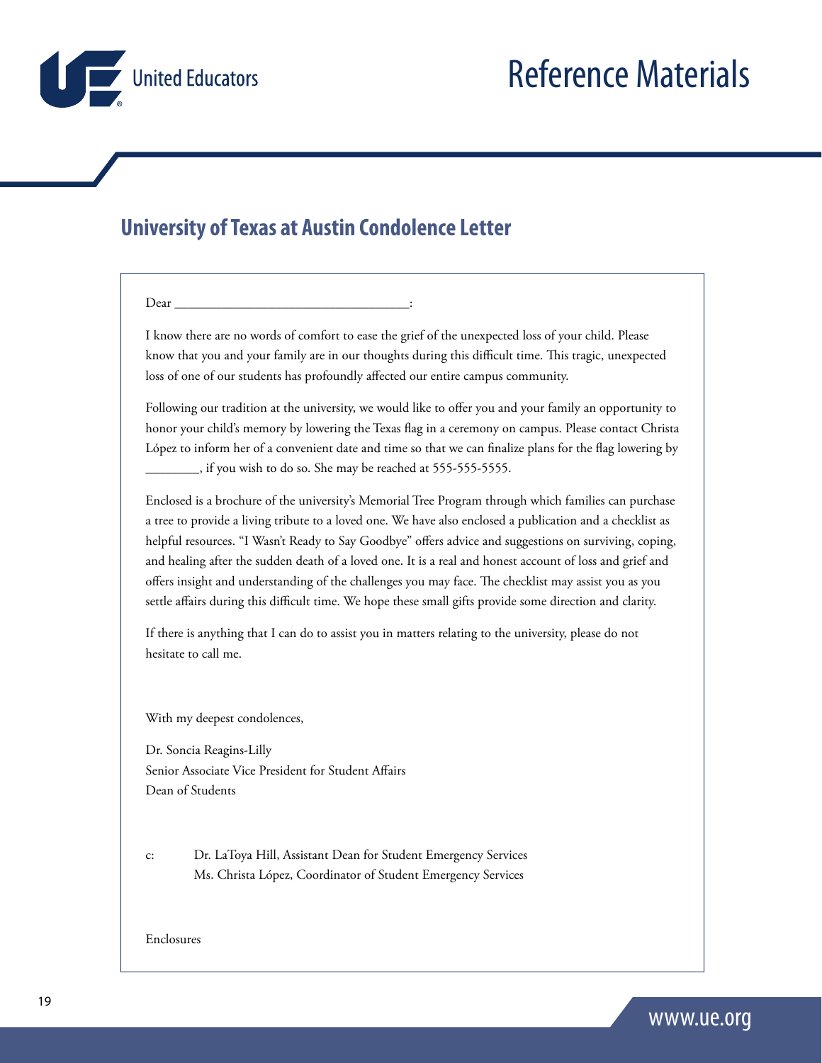## University of Texas at Austin Condolence Letter

Dear ___________________________________:

I know there are no words of comfort to ease the grief of the unexpected loss of your child. Please know that you and your family are in our thoughts during this difficult time. This tragic, unexpected loss of one of our students has profoundly affected our entire campus community.

Following our tradition at the university, we would like to offer you and your family an opportunity to honor your child's memory by lowering the Texas flag in a ceremony on campus. Please contact Christa López to inform her of a convenient date and time so that we can finalize plans for the flag lowering by ________, if you wish to do so. She may be reached at 555-555-5555.

Enclosed is a brochure of the university's Memorial Tree Program through which families can purchase a tree to provide a living tribute to a loved one. We have also enclosed a publication and a checklist as helpful resources. "I Wasn't Ready to Say Goodbye" offers advice and suggestions on surviving, coping, and healing after the sudden death of a loved one. It is a real and honest account of loss and grief and offers insight and understanding of the challenges you may face. The checklist may assist you as you settle affairs during this difficult time. We hope these small gifts provide some direction and clarity.

If there is anything that I can do to assist you in matters relating to the university, please do not hesitate to call me.

With my deepest condolences,

Dr. Soncia Reagins-Lilly
Senior Associate Vice President for Student Affairs
Dean of Students

c: Dr. LaToya Hill, Assistant Dean for Student Emergency Services
Ms. Christa López, Coordinator of Student Emergency Services

Enclosures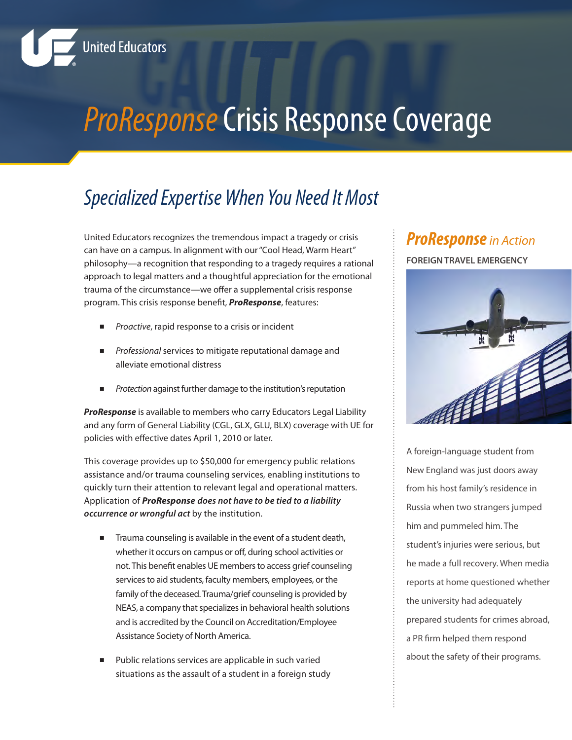United Educators

# *ProResponse* Crisis Response Coverage

## *Specialized Expertise When You Need It Most*

United Educators recognizes the tremendous impact a tragedy or crisis can have on a campus. In alignment with our "Cool Head, Warm Heart" philosophy—a recognition that responding to a tragedy requires a rational approach to legal matters and a thoughtful appreciation for the emotional trauma of the circumstance—we offer a supplemental crisis response program. This crisis response benefit, ***ProResponse***, features:

- *Proactive*, rapid response to a crisis or incident
- *Professional* services to mitigate reputational damage and alleviate emotional distress
- *Protection* against further damage to the institution's reputation

***ProResponse*** is available to members who carry Educators Legal Liability and any form of General Liability (CGL, GLX, GLU, BLX) coverage with UE for policies with effective dates April 1, 2010 or later.

This coverage provides up to $50,000 for emergency public relations assistance and/or trauma counseling services, enabling institutions to quickly turn their attention to relevant legal and operational matters. Application of ***ProResponse does not have to be tied to a liability occurrence or wrongful act*** by the institution.

- Trauma counseling is available in the event of a student death, whether it occurs on campus or off, during school activities or not. This benefit enables UE members to access grief counseling services to aid students, faculty members, employees, or the family of the deceased. Trauma/grief counseling is provided by NEAS, a company that specializes in behavioral health solutions and is accredited by the Council on Accreditation/Employee Assistance Society of North America.
- Public relations services are applicable in such varied situations as the assault of a student in a foreign study

### ***ProResponse*** *in Action*

**FOREIGN TRAVEL EMERGENCY**

A foreign-language student from New England was just doors away from his host family's residence in Russia when two strangers jumped him and pummeled him. The student's injuries were serious, but he made a full recovery. When media reports at home questioned whether the university had adequately prepared students for crimes abroad, a PR firm helped them respond about the safety of their programs.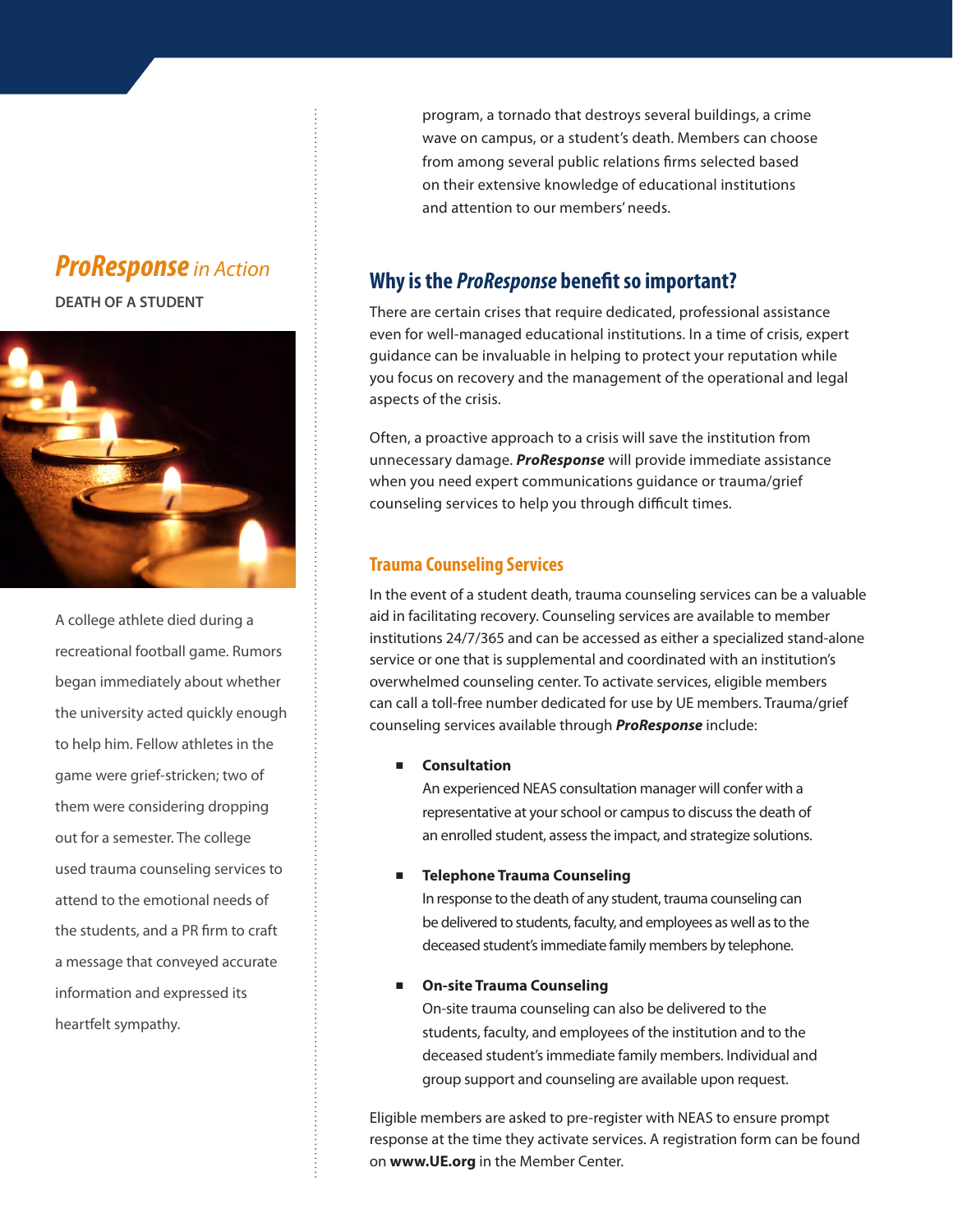program, a tornado that destroys several buildings, a crime wave on campus, or a student's death. Members can choose from among several public relations firms selected based on their extensive knowledge of educational institutions and attention to our members' needs.

## Why is the *ProResponse* benefit so important?

There are certain crises that require dedicated, professional assistance even for well-managed educational institutions. In a time of crisis, expert guidance can be invaluable in helping to protect your reputation while you focus on recovery and the management of the operational and legal aspects of the crisis.

Often, a proactive approach to a crisis will save the institution from unnecessary damage. ***ProResponse*** will provide immediate assistance when you need expert communications guidance or trauma/grief counseling services to help you through difficult times.

### Trauma Counseling Services

In the event of a student death, trauma counseling services can be a valuable aid in facilitating recovery. Counseling services are available to member institutions 24/7/365 and can be accessed as either a specialized stand-alone service or one that is supplemental and coordinated with an institution's overwhelmed counseling center. To activate services, eligible members can call a toll-free number dedicated for use by UE members. Trauma/grief counseling services available through ***ProResponse*** include:

- **Consultation**
  An experienced NEAS consultation manager will confer with a representative at your school or campus to discuss the death of an enrolled student, assess the impact, and strategize solutions.

- **Telephone Trauma Counseling**
  In response to the death of any student, trauma counseling can be delivered to students, faculty, and employees as well as to the deceased student's immediate family members by telephone.

- **On-site Trauma Counseling**
  On-site trauma counseling can also be delivered to the students, faculty, and employees of the institution and to the deceased student's immediate family members. Individual and group support and counseling are available upon request.

Eligible members are asked to pre-register with NEAS to ensure prompt response at the time they activate services. A registration form can be found on **www.UE.org** in the Member Center.

## *ProResponse* in Action

**DEATH OF A STUDENT**

A college athlete died during a recreational football game. Rumors began immediately about whether the university acted quickly enough to help him. Fellow athletes in the game were grief-stricken; two of them were considering dropping out for a semester. The college used trauma counseling services to attend to the emotional needs of the students, and a PR firm to craft a message that conveyed accurate information and expressed its heartfelt sympathy.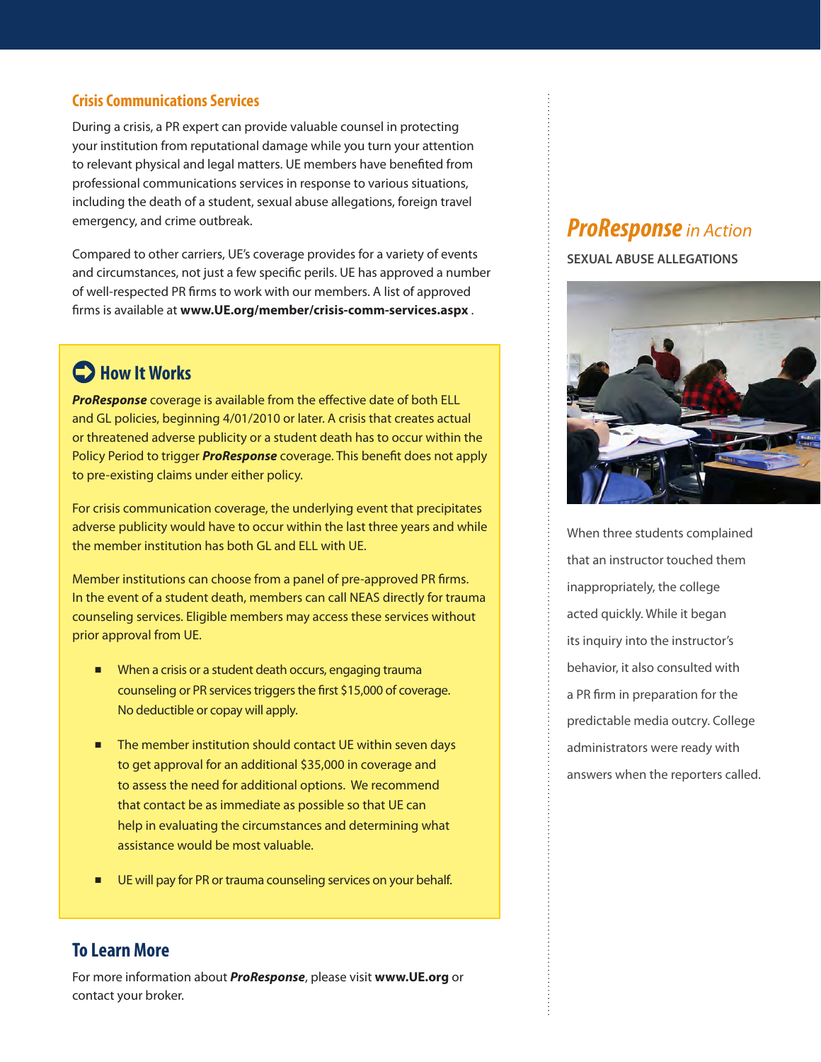## Crisis Communications Services

During a crisis, a PR expert can provide valuable counsel in protecting your institution from reputational damage while you turn your attention to relevant physical and legal matters. UE members have benefited from professional communications services in response to various situations, including the death of a student, sexual abuse allegations, foreign travel emergency, and crime outbreak.

Compared to other carriers, UE's coverage provides for a variety of events and circumstances, not just a few specific perils. UE has approved a number of well-respected PR firms to work with our members. A list of approved firms is available at **www.UE.org/member/crisis-comm-services.aspx** .

### How It Works

***ProResponse*** coverage is available from the effective date of both ELL and GL policies, beginning 4/01/2010 or later. A crisis that creates actual or threatened adverse publicity or a student death has to occur within the Policy Period to trigger ***ProResponse*** coverage. This benefit does not apply to pre-existing claims under either policy.

For crisis communication coverage, the underlying event that precipitates adverse publicity would have to occur within the last three years and while the member institution has both GL and ELL with UE.

Member institutions can choose from a panel of pre-approved PR firms. In the event of a student death, members can call NEAS directly for trauma counseling services. Eligible members may access these services without prior approval from UE.

- When a crisis or a student death occurs, engaging trauma counseling or PR services triggers the first $15,000 of coverage. No deductible or copay will apply.
- The member institution should contact UE within seven days to get approval for an additional $35,000 in coverage and to assess the need for additional options. We recommend that contact be as immediate as possible so that UE can help in evaluating the circumstances and determining what assistance would be most valuable.
- UE will pay for PR or trauma counseling services on your behalf.

## To Learn More

For more information about ***ProResponse***, please visit **www.UE.org** or contact your broker.

## *ProResponse* in Action

**SEXUAL ABUSE ALLEGATIONS**

When three students complained that an instructor touched them inappropriately, the college acted quickly. While it began its inquiry into the instructor's behavior, it also consulted with a PR firm in preparation for the predictable media outcry. College administrators were ready with answers when the reporters called.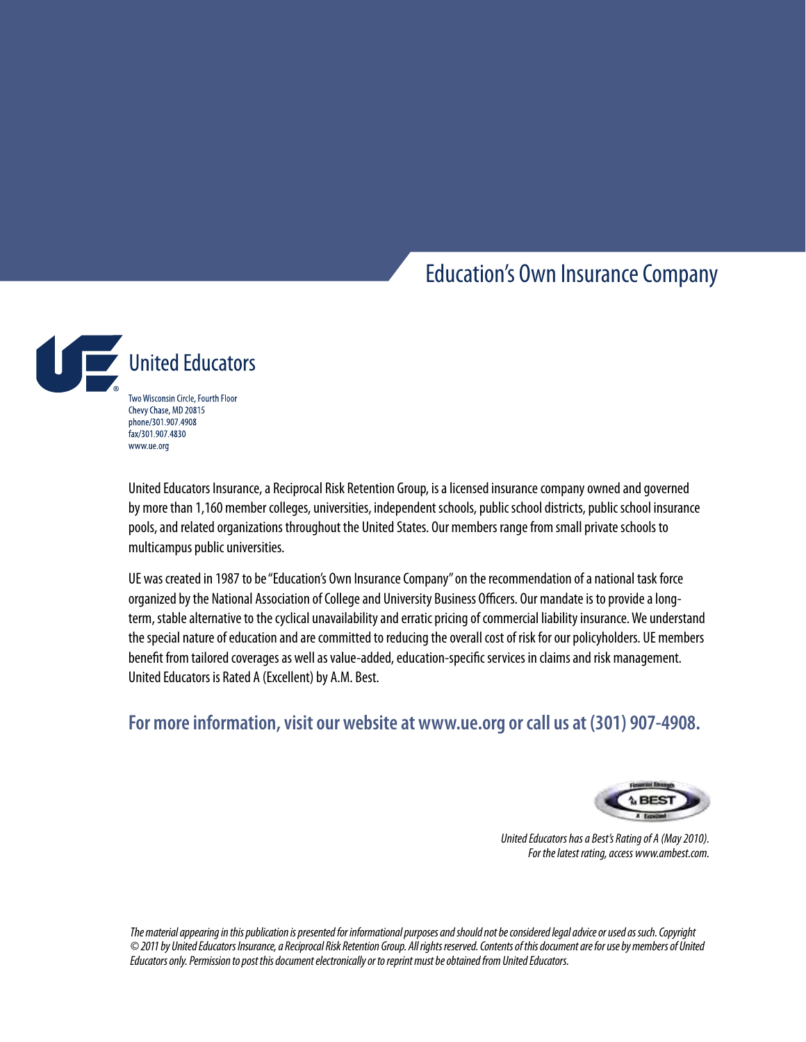Education's Own Insurance Company

United Educators

Two Wisconsin Circle, Fourth Floor
Chevy Chase, MD 20815
phone/301.907.4908
fax/301.907.4830
www.ue.org

United Educators Insurance, a Reciprocal Risk Retention Group, is a licensed insurance company owned and governed by more than 1,160 member colleges, universities, independent schools, public school districts, public school insurance pools, and related organizations throughout the United States. Our members range from small private schools to multicampus public universities.

UE was created in 1987 to be "Education's Own Insurance Company" on the recommendation of a national task force organized by the National Association of College and University Business Officers. Our mandate is to provide a long-term, stable alternative to the cyclical unavailability and erratic pricing of commercial liability insurance. We understand the special nature of education and are committed to reducing the overall cost of risk for our policyholders. UE members benefit from tailored coverages as well as value-added, education-specific services in claims and risk management. United Educators is Rated A (Excellent) by A.M. Best.

**For more information, visit our website at www.ue.org or call us at (301) 907-4908.**

*United Educators has a Best's Rating of A (May 2010). For the latest rating, access www.ambest.com.*

*The material appearing in this publication is presented for informational purposes and should not be considered legal advice or used as such. Copyright © 2011 by United Educators Insurance, a Reciprocal Risk Retention Group. All rights reserved. Contents of this document are for use by members of United Educators only. Permission to post this document electronically or to reprint must be obtained from United Educators.*